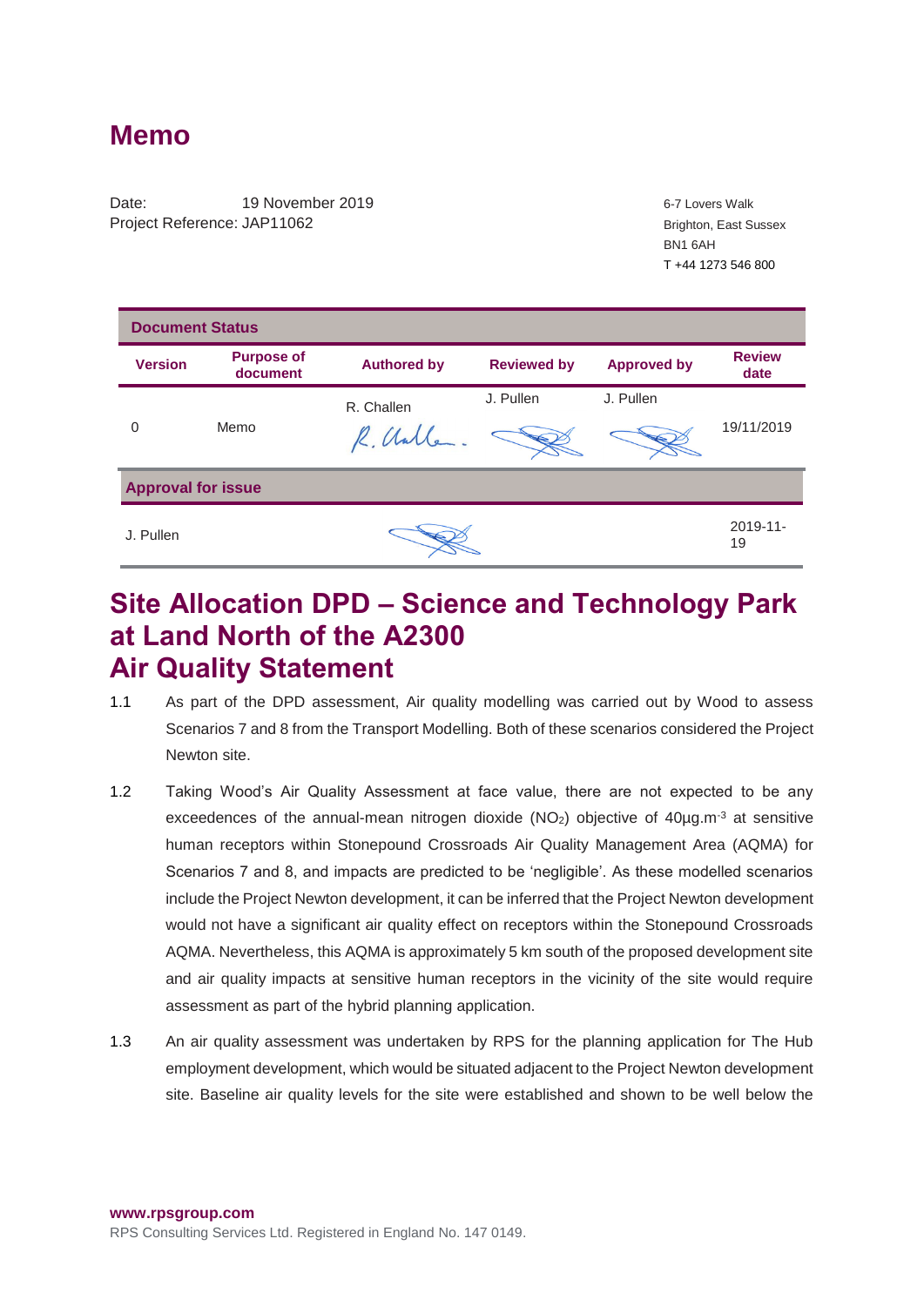# Memo

Date: 19 November 2019
Project Reference: JAP11062

6-7 Lovers Walk
Brighton, East Sussex
BN1 6AH
T +44 1273 546 800

| Document Status | | | | | |
|---|---|---|---|---|---|
| **Version** | **Purpose of document** | **Authored by** | **Reviewed by** | **Approved by** | **Review date** |
| 0 | Memo | R. Challen | J. Pullen | J. Pullen | 19/11/2019 |
| **Approval for issue** | | | | | |
| J. Pullen | | | | | 2019-11-19 |

# Site Allocation DPD – Science and Technology Park at Land North of the A2300 Air Quality Statement

1.1 As part of the DPD assessment, Air quality modelling was carried out by Wood to assess Scenarios 7 and 8 from the Transport Modelling. Both of these scenarios considered the Project Newton site.

1.2 Taking Wood's Air Quality Assessment at face value, there are not expected to be any exceedences of the annual-mean nitrogen dioxide ($NO_2$) objective of $40 \mu g.m^{-3}$ at sensitive human receptors within Stonepound Crossroads Air Quality Management Area (AQMA) for Scenarios 7 and 8, and impacts are predicted to be 'negligible'. As these modelled scenarios include the Project Newton development, it can be inferred that the Project Newton development would not have a significant air quality effect on receptors within the Stonepound Crossroads AQMA. Nevertheless, this AQMA is approximately 5 km south of the proposed development site and air quality impacts at sensitive human receptors in the vicinity of the site would require assessment as part of the hybrid planning application.

1.3 An air quality assessment was undertaken by RPS for the planning application for The Hub employment development, which would be situated adjacent to the Project Newton development site. Baseline air quality levels for the site were established and shown to be well below the

www.rpsgroup.com
RPS Consulting Services Ltd. Registered in England No. 147 0149.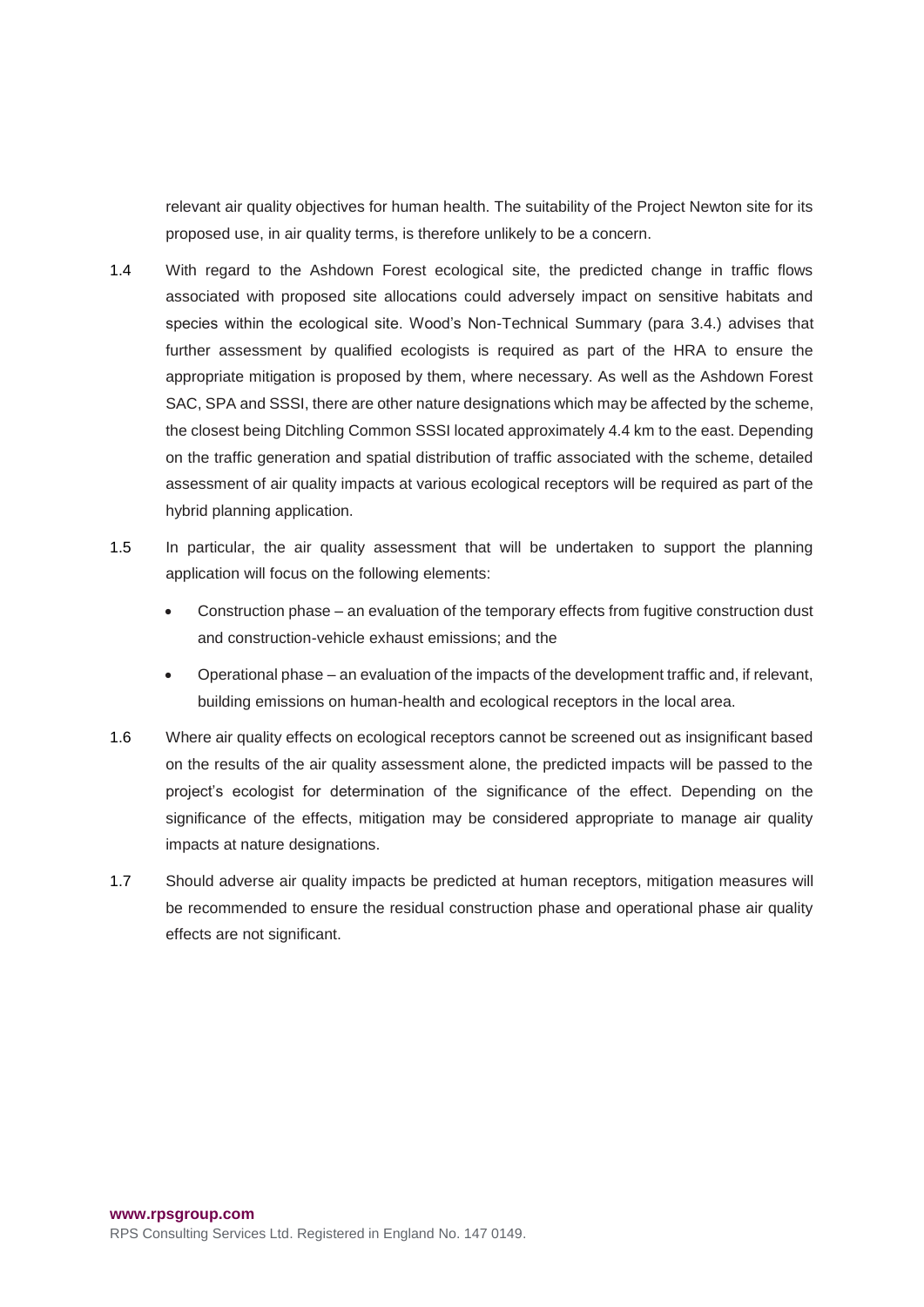relevant air quality objectives for human health. The suitability of the Project Newton site for its proposed use, in air quality terms, is therefore unlikely to be a concern.

1.4 With regard to the Ashdown Forest ecological site, the predicted change in traffic flows associated with proposed site allocations could adversely impact on sensitive habitats and species within the ecological site. Wood's Non-Technical Summary (para 3.4.) advises that further assessment by qualified ecologists is required as part of the HRA to ensure the appropriate mitigation is proposed by them, where necessary. As well as the Ashdown Forest SAC, SPA and SSSI, there are other nature designations which may be affected by the scheme, the closest being Ditchling Common SSSI located approximately 4.4 km to the east. Depending on the traffic generation and spatial distribution of traffic associated with the scheme, detailed assessment of air quality impacts at various ecological receptors will be required as part of the hybrid planning application.

1.5 In particular, the air quality assessment that will be undertaken to support the planning application will focus on the following elements:

- Construction phase – an evaluation of the temporary effects from fugitive construction dust and construction-vehicle exhaust emissions; and the
- Operational phase – an evaluation of the impacts of the development traffic and, if relevant, building emissions on human-health and ecological receptors in the local area.

1.6 Where air quality effects on ecological receptors cannot be screened out as insignificant based on the results of the air quality assessment alone, the predicted impacts will be passed to the project's ecologist for determination of the significance of the effect. Depending on the significance of the effects, mitigation may be considered appropriate to manage air quality impacts at nature designations.

1.7 Should adverse air quality impacts be predicted at human receptors, mitigation measures will be recommended to ensure the residual construction phase and operational phase air quality effects are not significant.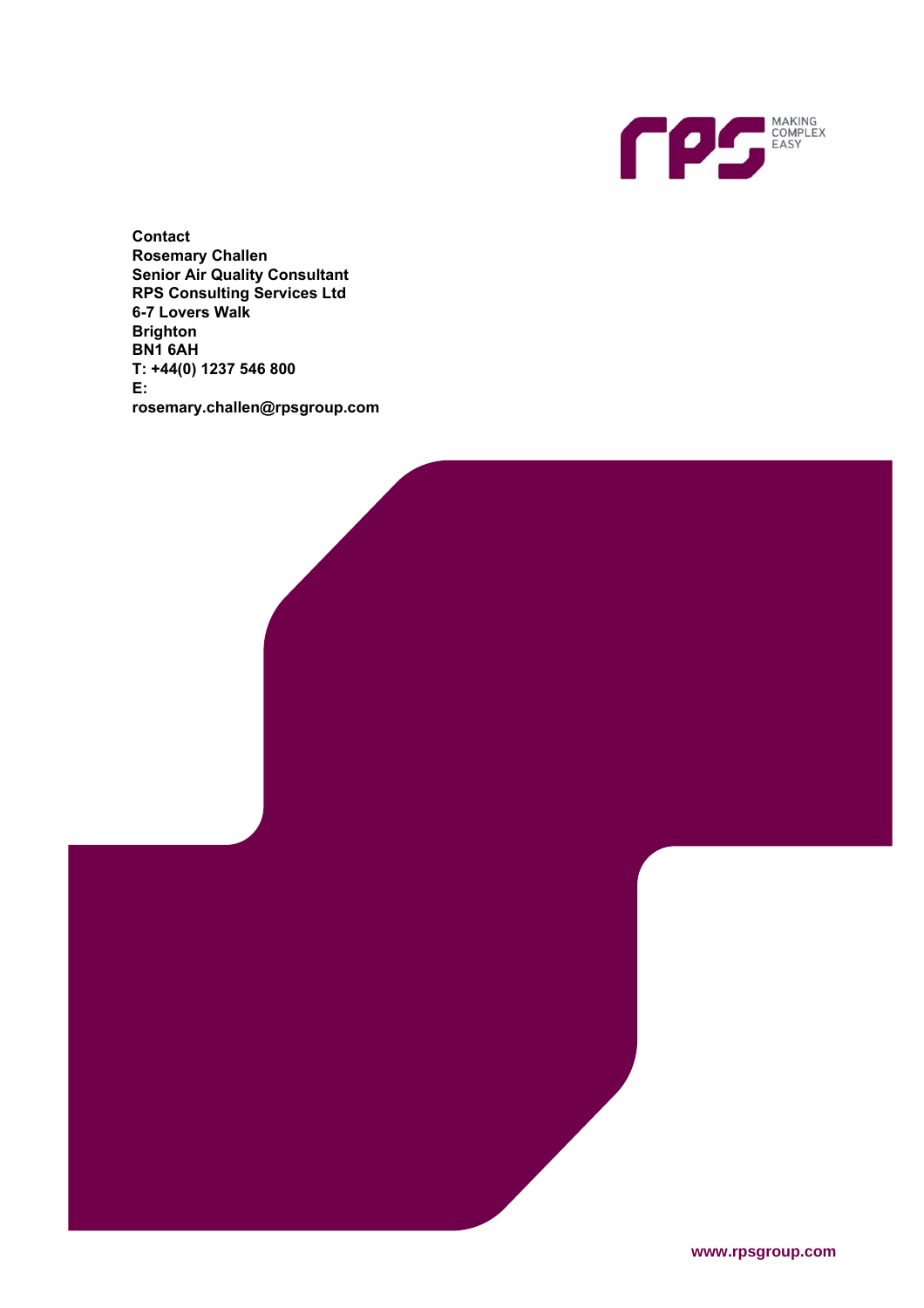**Contact**
**Rosemary Challen**
**Senior Air Quality Consultant**
**RPS Consulting Services Ltd**
**6-7 Lovers Walk**
**Brighton**
**BN1 6AH**
**T: +44(0) 1237 546 800**
**E:**
**rosemary.challen@rpsgroup.com**

**www.rpsgroup.com**